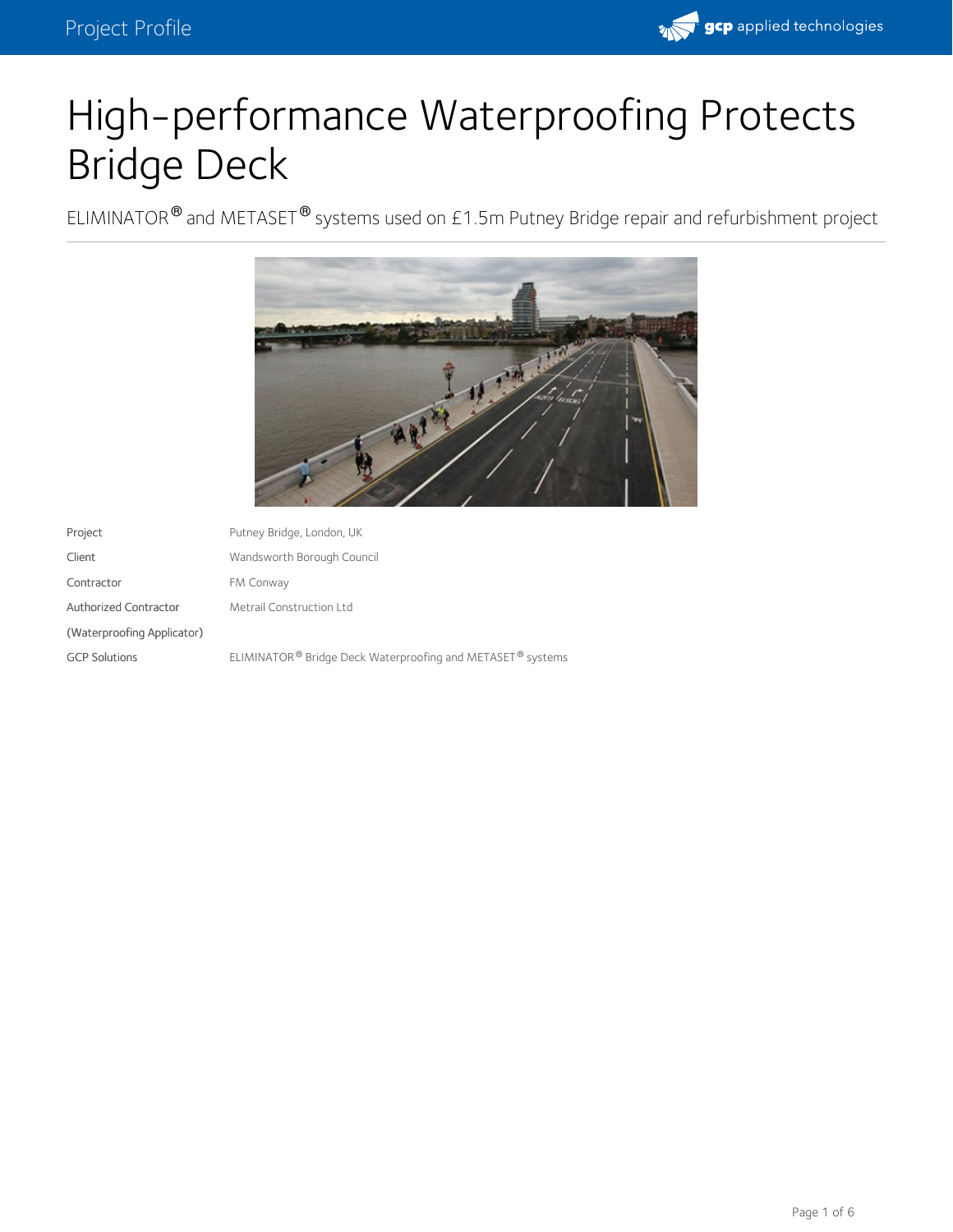# High-performance Waterproofing Protects Bridge Deck

ELIMINATOR® and METASET® systems used on £1.5m Putney Bridge repair and refurbishment project

| | |
|---|---|
| Project | Putney Bridge, London, UK |
| Client | Wandsworth Borough Council |
| Contractor | FM Conway |
| Authorized Contractor (Waterproofing Applicator) | Metrail Construction Ltd |
| GCP Solutions | ELIMINATOR® Bridge Deck Waterproofing and METASET® systems |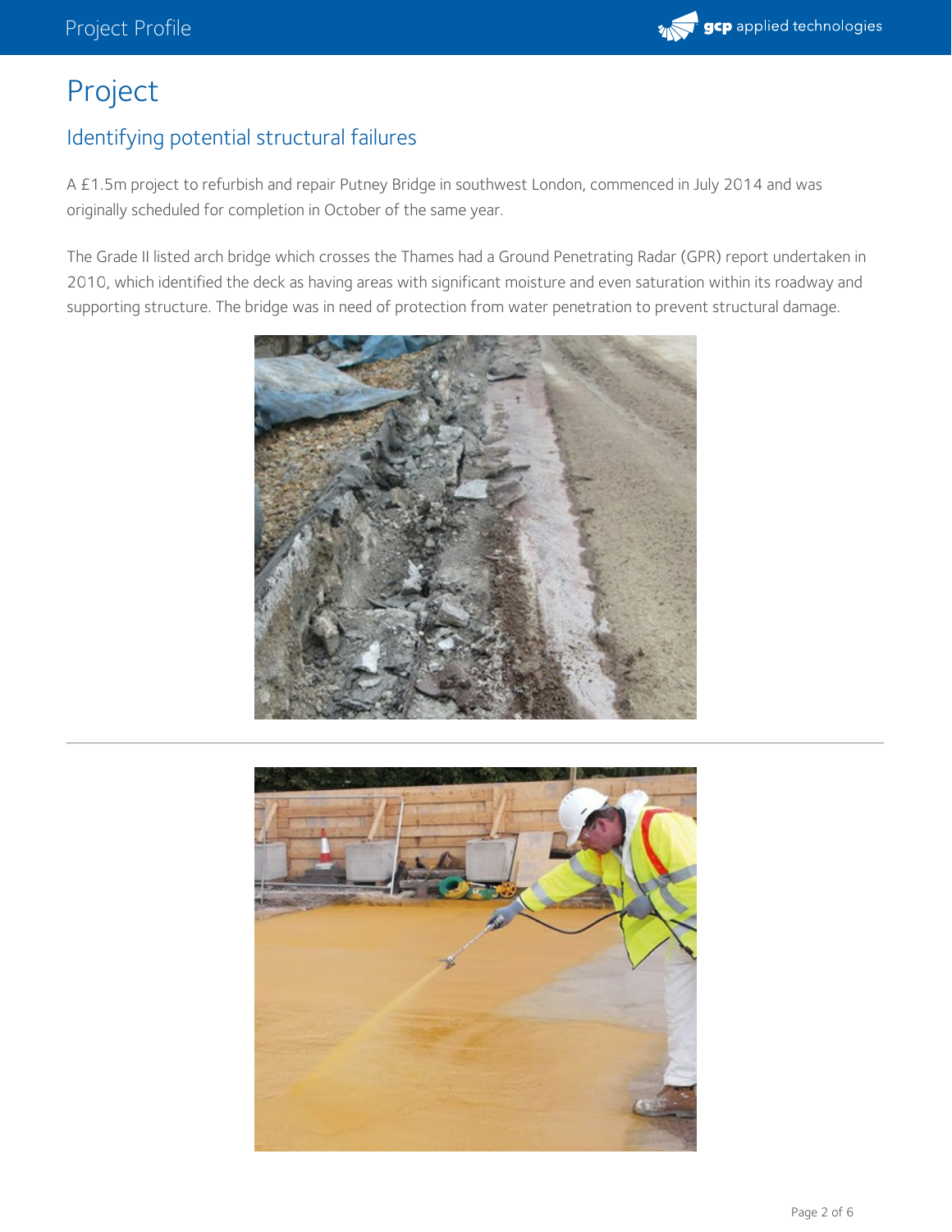# Project

## Identifying potential structural failures

A £1.5m project to refurbish and repair Putney Bridge in southwest London, commenced in July 2014 and was originally scheduled for completion in October of the same year.

The Grade II listed arch bridge which crosses the Thames had a Ground Penetrating Radar (GPR) report undertaken in 2010, which identified the deck as having areas with significant moisture and even saturation within its roadway and supporting structure. The bridge was in need of protection from water penetration to prevent structural damage.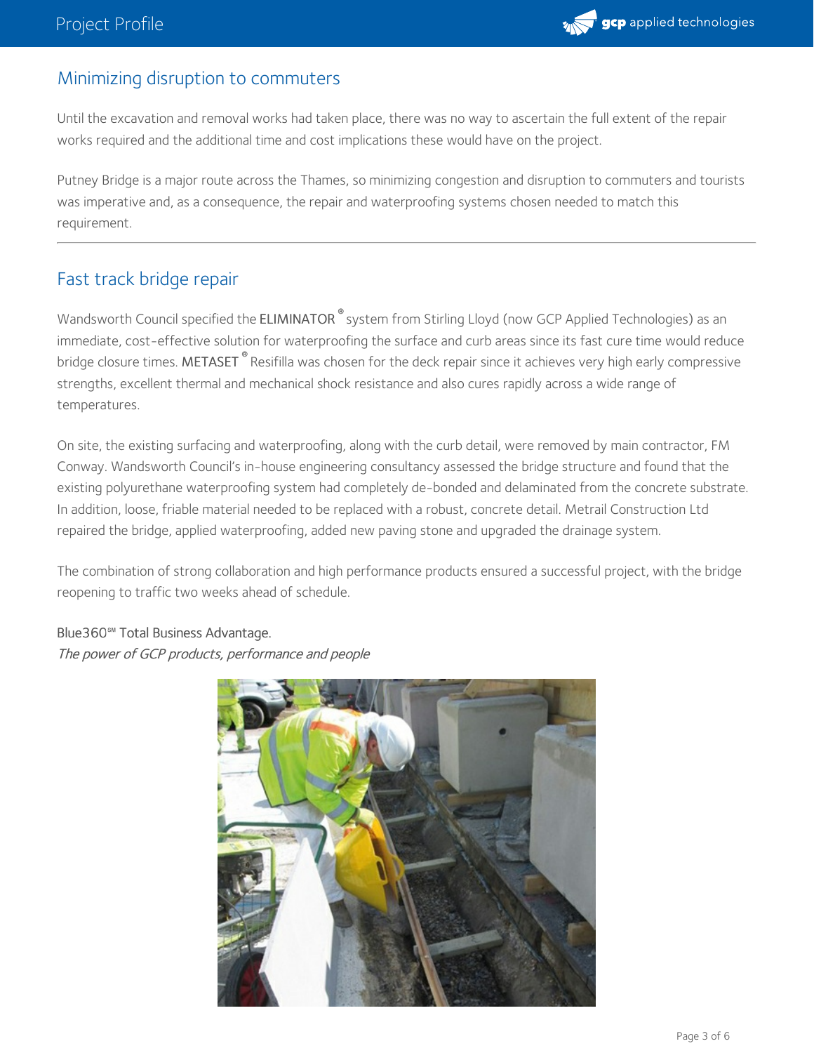## Minimizing disruption to commuters

Until the excavation and removal works had taken place, there was no way to ascertain the full extent of the repair works required and the additional time and cost implications these would have on the project.

Putney Bridge is a major route across the Thames, so minimizing congestion and disruption to commuters and tourists was imperative and, as a consequence, the repair and waterproofing systems chosen needed to match this requirement.

---

## Fast track bridge repair

Wandsworth Council specified the ELIMINATOR® system from Stirling Lloyd (now GCP Applied Technologies) as an immediate, cost-effective solution for waterproofing the surface and curb areas since its fast cure time would reduce bridge closure times. METASET® Resifilla was chosen for the deck repair since it achieves very high early compressive strengths, excellent thermal and mechanical shock resistance and also cures rapidly across a wide range of temperatures.

On site, the existing surfacing and waterproofing, along with the curb detail, were removed by main contractor, FM Conway. Wandsworth Council's in-house engineering consultancy assessed the bridge structure and found that the existing polyurethane waterproofing system had completely de-bonded and delaminated from the concrete substrate. In addition, loose, friable material needed to be replaced with a robust, concrete detail. Metrail Construction Ltd repaired the bridge, applied waterproofing, added new paving stone and upgraded the drainage system.

The combination of strong collaboration and high performance products ensured a successful project, with the bridge reopening to traffic two weeks ahead of schedule.

Blue360℠ Total Business Advantage.
*The power of GCP products, performance and people*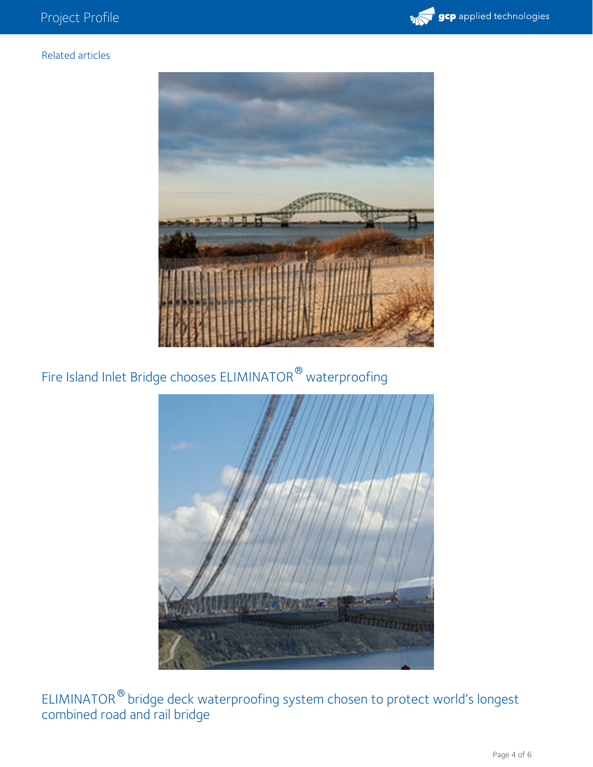Related articles

Fire Island Inlet Bridge chooses ELIMINATOR® waterproofing

ELIMINATOR® bridge deck waterproofing system chosen to protect world's longest combined road and rail bridge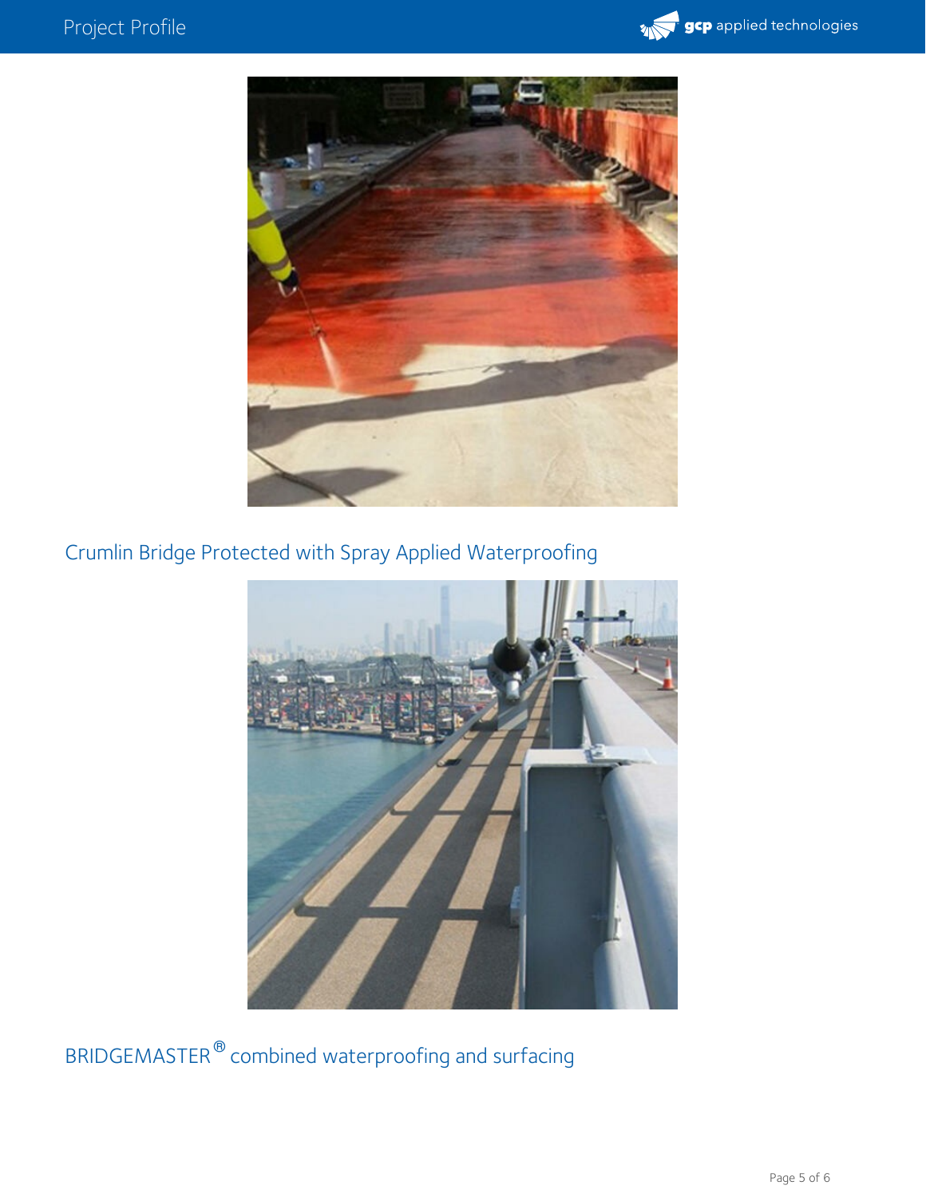Crumlin Bridge Protected with Spray Applied Waterproofing

BRIDGEMASTER® combined waterproofing and surfacing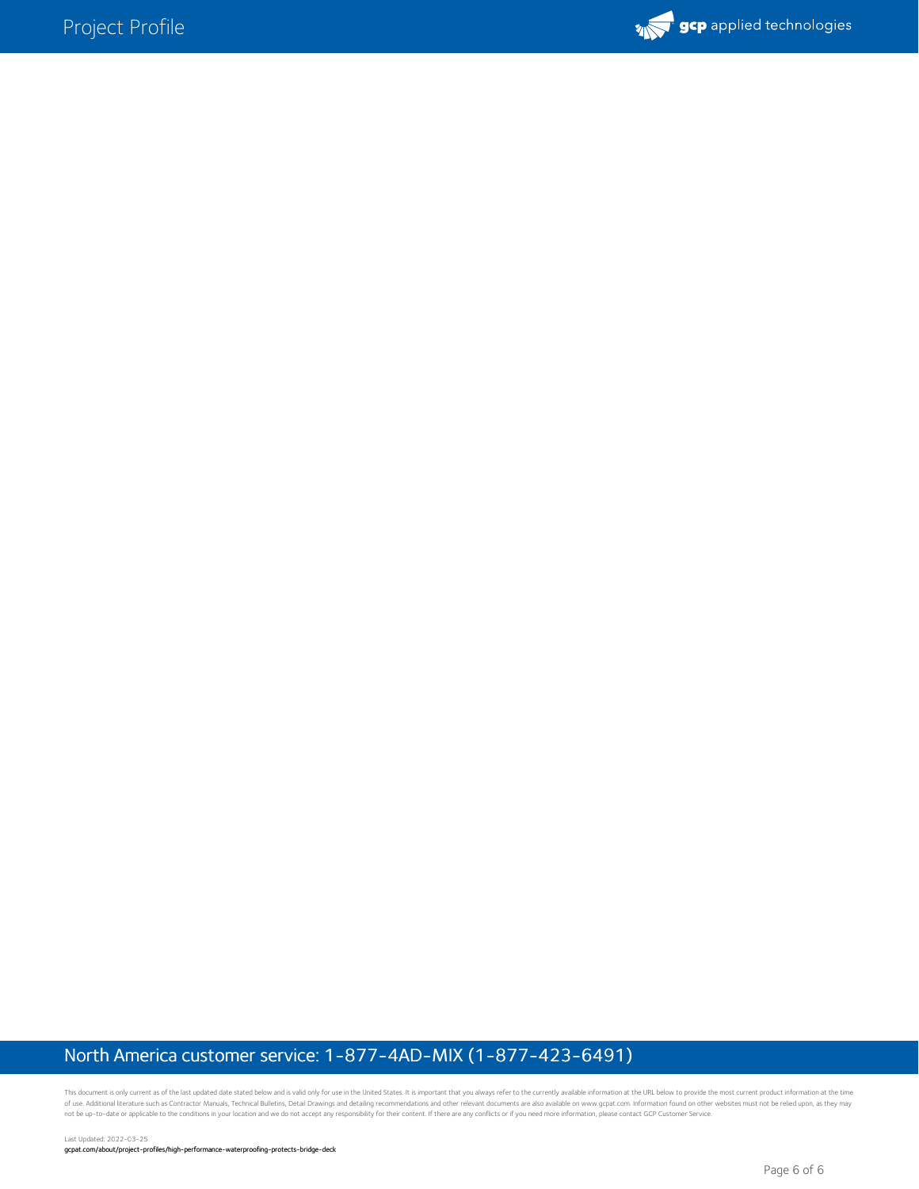North America customer service: 1-877-4AD-MIX (1-877-423-6491)

This document is only current as of the last updated date stated below and is valid only for use in the United States. It is important that you always refer to the currently available information at the URL below to provide the most current product information at the time of use. Additional literature such as Contractor Manuals, Technical Bulletins, Detail Drawings and detailing recommendations and other relevant documents are also available on www.gcpat.com. Information found on other websites must not be relied upon, as they may not be up-to-date or applicable to the conditions in your location and we do not accept any responsibility for their content. If there are any conflicts or if you need more information, please contact GCP Customer Service.

Last Updated: 2022-03-25
gcpat.com/about/project-profiles/high-performance-waterproofing-protects-bridge-deck